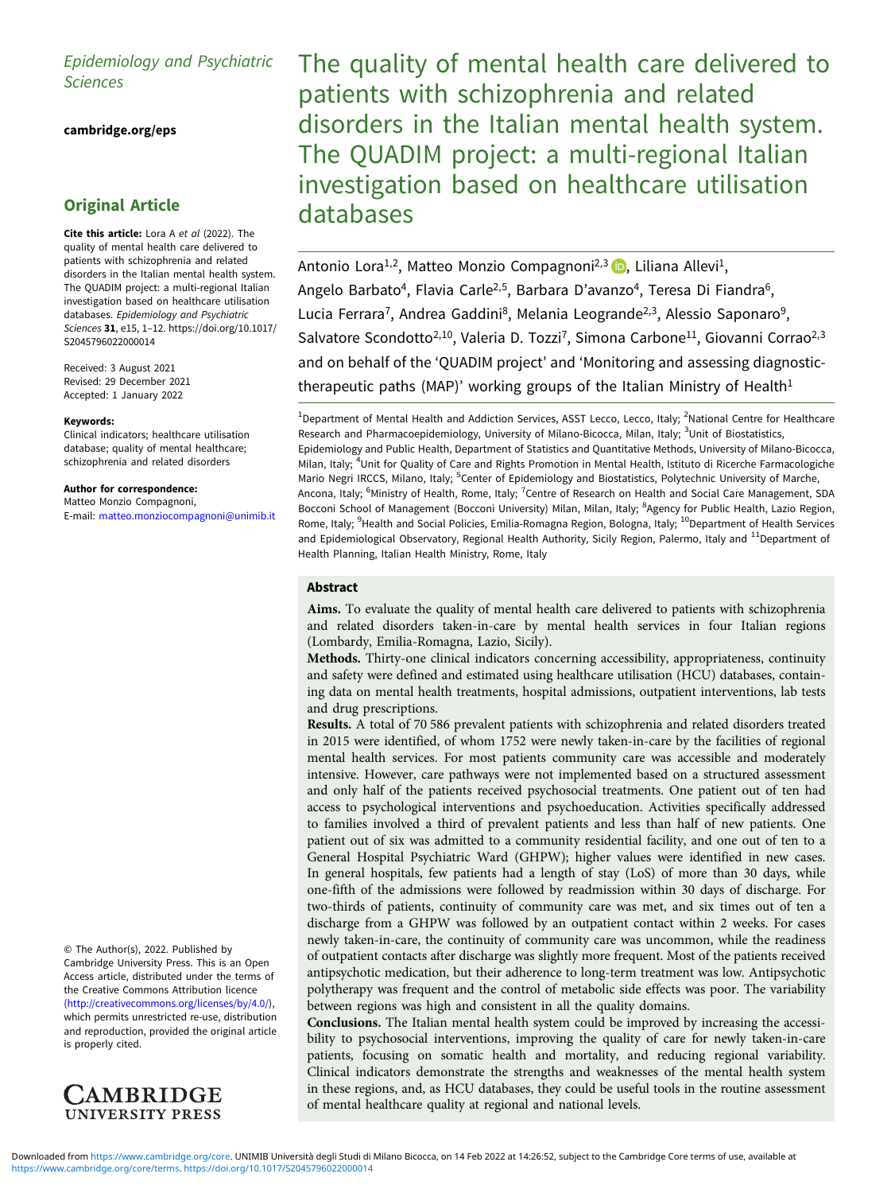Epidemiology and Psychiatric Sciences

cambridge.org/eps

## Original Article

**Cite this article:** Lora A *et al* (2022). The quality of mental health care delivered to patients with schizophrenia and related disorders in the Italian mental health system. The QUADIM project: a multi-regional Italian investigation based on healthcare utilisation databases. *Epidemiology and Psychiatric Sciences* **31**, e15, 1–12. https://doi.org/10.1017/S2045796022000014

Received: 3 August 2021
Revised: 29 December 2021
Accepted: 1 January 2022

**Keywords:**
Clinical indicators; healthcare utilisation database; quality of mental healthcare; schizophrenia and related disorders

**Author for correspondence:**
Matteo Monzio Compagnoni,
E-mail: matteo.monziocompagnoni@unimib.it

© The Author(s), 2022. Published by Cambridge University Press. This is an Open Access article, distributed under the terms of the Creative Commons Attribution licence (http://creativecommons.org/licenses/by/4.0/), which permits unrestricted re-use, distribution and reproduction, provided the original article is properly cited.

# The quality of mental health care delivered to patients with schizophrenia and related disorders in the Italian mental health system. The QUADIM project: a multi-regional Italian investigation based on healthcare utilisation databases

Antonio Lora[1,2], Matteo Monzio Compagnoni[2,3], Liliana Allevi[1], Angelo Barbato[4], Flavia Carle[2,5], Barbara D'avanzo[4], Teresa Di Fiandra[6], Lucia Ferrara[7], Andrea Gaddini[8], Melania Leogrande[2,3], Alessio Saponaro[9], Salvatore Scondotto[2,10], Valeria D. Tozzi[7], Simona Carbone[11], Giovanni Corrao[2,3] and on behalf of the 'QUADIM project' and 'Monitoring and assessing diagnostic-therapeutic paths (MAP)' working groups of the Italian Ministry of Health[1]

[1]Department of Mental Health and Addiction Services, ASST Lecco, Lecco, Italy; [2]National Centre for Healthcare Research and Pharmacoepidemiology, University of Milano-Bicocca, Milan, Italy; [3]Unit of Biostatistics, Epidemiology and Public Health, Department of Statistics and Quantitative Methods, University of Milano-Bicocca, Milan, Italy; [4]Unit for Quality of Care and Rights Promotion in Mental Health, Istituto di Ricerche Farmacologiche Mario Negri IRCCS, Milano, Italy; [5]Center of Epidemiology and Biostatistics, Polytechnic University of Marche, Ancona, Italy; [6]Ministry of Health, Rome, Italy; [7]Centre of Research on Health and Social Care Management, SDA Bocconi School of Management (Bocconi University) Milan, Milan, Italy; [8]Agency for Public Health, Lazio Region, Rome, Italy; [9]Health and Social Policies, Emilia-Romagna Region, Bologna, Italy; [10]Department of Health Services and Epidemiological Observatory, Regional Health Authority, Sicily Region, Palermo, Italy and [11]Department of Health Planning, Italian Health Ministry, Rome, Italy

## Abstract

**Aims.** To evaluate the quality of mental health care delivered to patients with schizophrenia and related disorders taken-in-care by mental health services in four Italian regions (Lombardy, Emilia-Romagna, Lazio, Sicily).

**Methods.** Thirty-one clinical indicators concerning accessibility, appropriateness, continuity and safety were defined and estimated using healthcare utilisation (HCU) databases, containing data on mental health treatments, hospital admissions, outpatient interventions, lab tests and drug prescriptions.

**Results.** A total of 70 586 prevalent patients with schizophrenia and related disorders treated in 2015 were identified, of whom 1752 were newly taken-in-care by the facilities of regional mental health services. For most patients community care was accessible and moderately intensive. However, care pathways were not implemented based on a structured assessment and only half of the patients received psychosocial treatments. One patient out of ten had access to psychological interventions and psychoeducation. Activities specifically addressed to families involved a third of prevalent patients and less than half of new patients. One patient out of six was admitted to a community residential facility, and one out of ten to a General Hospital Psychiatric Ward (GHPW); higher values were identified in new cases. In general hospitals, few patients had a length of stay (LoS) of more than 30 days, while one-fifth of the admissions were followed by readmission within 30 days of discharge. For two-thirds of patients, continuity of community care was met, and six times out of ten a discharge from a GHPW was followed by an outpatient contact within 2 weeks. For cases newly taken-in-care, the continuity of community care was uncommon, while the readiness of outpatient contacts after discharge was slightly more frequent. Most of the patients received antipsychotic medication, but their adherence to long-term treatment was low. Antipsychotic polytherapy was frequent and the control of metabolic side effects was poor. The variability between regions was high and consistent in all the quality domains.

**Conclusions.** The Italian mental health system could be improved by increasing the accessibility to psychosocial interventions, improving the quality of care for newly taken-in-care patients, focusing on somatic health and mortality, and reducing regional variability. Clinical indicators demonstrate the strengths and weaknesses of the mental health system in these regions, and, as HCU databases, they could be useful tools in the routine assessment of mental healthcare quality at regional and national levels.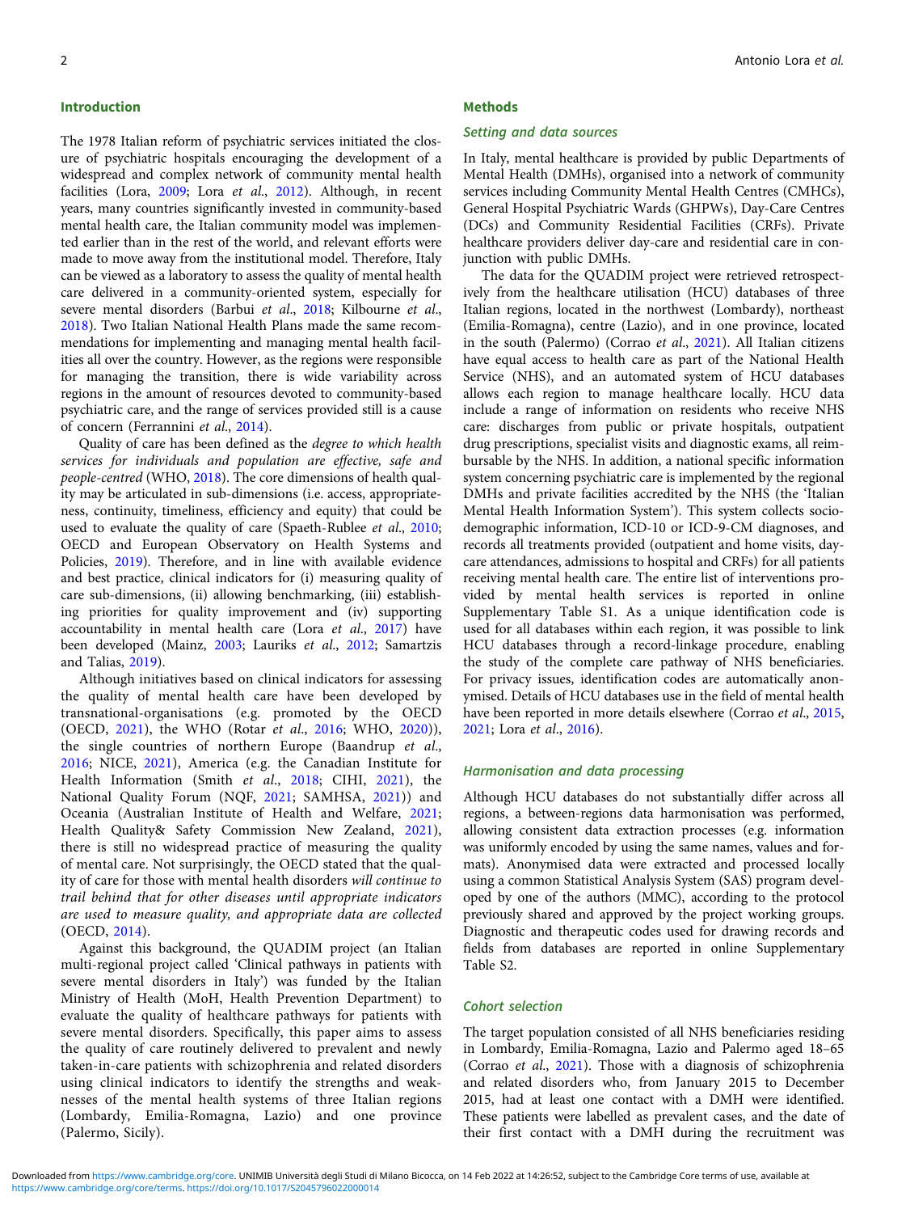## Introduction

The 1978 Italian reform of psychiatric services initiated the closure of psychiatric hospitals encouraging the development of a widespread and complex network of community mental health facilities (Lora, 2009; Lora *et al.*, 2012). Although, in recent years, many countries significantly invested in community-based mental health care, the Italian community model was implemented earlier than in the rest of the world, and relevant efforts were made to move away from the institutional model. Therefore, Italy can be viewed as a laboratory to assess the quality of mental health care delivered in a community-oriented system, especially for severe mental disorders (Barbui *et al.*, 2018; Kilbourne *et al.*, 2018). Two Italian National Health Plans made the same recommendations for implementing and managing mental health facilities all over the country. However, as the regions were responsible for managing the transition, there is wide variability across regions in the amount of resources devoted to community-based psychiatric care, and the range of services provided still is a cause of concern (Ferrannini *et al.*, 2014).

Quality of care has been defined as the *degree to which health services for individuals and population are effective, safe and people-centred* (WHO, 2018). The core dimensions of health quality may be articulated in sub-dimensions (i.e. access, appropriateness, continuity, timeliness, efficiency and equity) that could be used to evaluate the quality of care (Spaeth-Rublee *et al.*, 2010; OECD and European Observatory on Health Systems and Policies, 2019). Therefore, and in line with available evidence and best practice, clinical indicators for (i) measuring quality of care sub-dimensions, (ii) allowing benchmarking, (iii) establishing priorities for quality improvement and (iv) supporting accountability in mental health care (Lora *et al.*, 2017) have been developed (Mainz, 2003; Lauriks *et al.*, 2012; Samartzis and Talias, 2019).

Although initiatives based on clinical indicators for assessing the quality of mental health care have been developed by transnational-organisations (e.g. promoted by the OECD (OECD, 2021), the WHO (Rotar *et al.*, 2016; WHO, 2020)), the single countries of northern Europe (Baandrup *et al.*, 2016; NICE, 2021), America (e.g. the Canadian Institute for Health Information (Smith *et al.*, 2018; CIHI, 2021), the National Quality Forum (NQF, 2021; SAMHSA, 2021)) and Oceania (Australian Institute of Health and Welfare, 2021; Health Quality& Safety Commission New Zealand, 2021), there is still no widespread practice of measuring the quality of mental care. Not surprisingly, the OECD stated that the quality of care for those with mental health disorders *will continue to trail behind that for other diseases until appropriate indicators are used to measure quality, and appropriate data are collected* (OECD, 2014).

Against this background, the QUADIM project (an Italian multi-regional project called 'Clinical pathways in patients with severe mental disorders in Italy') was funded by the Italian Ministry of Health (MoH, Health Prevention Department) to evaluate the quality of healthcare pathways for patients with severe mental disorders. Specifically, this paper aims to assess the quality of care routinely delivered to prevalent and newly taken-in-care patients with schizophrenia and related disorders using clinical indicators to identify the strengths and weaknesses of the mental health systems of three Italian regions (Lombardy, Emilia-Romagna, Lazio) and one province (Palermo, Sicily).

## Methods

### Setting and data sources

In Italy, mental healthcare is provided by public Departments of Mental Health (DMHs), organised into a network of community services including Community Mental Health Centres (CMHCs), General Hospital Psychiatric Wards (GHPWs), Day-Care Centres (DCs) and Community Residential Facilities (CRFs). Private healthcare providers deliver day-care and residential care in conjunction with public DMHs.

The data for the QUADIM project were retrieved retrospectively from the healthcare utilisation (HCU) databases of three Italian regions, located in the northwest (Lombardy), northeast (Emilia-Romagna), centre (Lazio), and in one province, located in the south (Palermo) (Corrao *et al.*, 2021). All Italian citizens have equal access to health care as part of the National Health Service (NHS), and an automated system of HCU databases allows each region to manage healthcare locally. HCU data include a range of information on residents who receive NHS care: discharges from public or private hospitals, outpatient drug prescriptions, specialist visits and diagnostic exams, all reimbursable by the NHS. In addition, a national specific information system concerning psychiatric care is implemented by the regional DMHs and private facilities accredited by the NHS (the 'Italian Mental Health Information System'). This system collects sociodemographic information, ICD-10 or ICD-9-CM diagnoses, and records all treatments provided (outpatient and home visits, day-care attendances, admissions to hospital and CRFs) for all patients receiving mental health care. The entire list of interventions provided by mental health services is reported in online Supplementary Table S1. As a unique identification code is used for all databases within each region, it was possible to link HCU databases through a record-linkage procedure, enabling the study of the complete care pathway of NHS beneficiaries. For privacy issues, identification codes are automatically anonymised. Details of HCU databases use in the field of mental health have been reported in more details elsewhere (Corrao *et al.*, 2015, 2021; Lora *et al.*, 2016).

### Harmonisation and data processing

Although HCU databases do not substantially differ across all regions, a between-regions data harmonisation was performed, allowing consistent data extraction processes (e.g. information was uniformly encoded by using the same names, values and formats). Anonymised data were extracted and processed locally using a common Statistical Analysis System (SAS) program developed by one of the authors (MMC), according to the protocol previously shared and approved by the project working groups. Diagnostic and therapeutic codes used for drawing records and fields from databases are reported in online Supplementary Table S2.

### Cohort selection

The target population consisted of all NHS beneficiaries residing in Lombardy, Emilia-Romagna, Lazio and Palermo aged 18–65 (Corrao *et al.*, 2021). Those with a diagnosis of schizophrenia and related disorders who, from January 2015 to December 2015, had at least one contact with a DMH were identified. These patients were labelled as prevalent cases, and the date of their first contact with a DMH during the recruitment was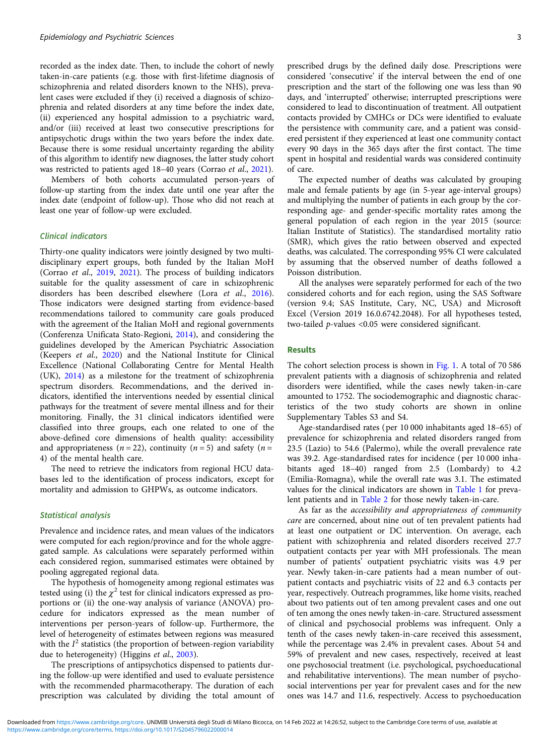recorded as the index date. Then, to include the cohort of newly taken-in-care patients (e.g. those with first-lifetime diagnosis of schizophrenia and related disorders known to the NHS), prevalent cases were excluded if they (i) received a diagnosis of schizophrenia and related disorders at any time before the index date, (ii) experienced any hospital admission to a psychiatric ward, and/or (iii) received at least two consecutive prescriptions for antipsychotic drugs within the two years before the index date. Because there is some residual uncertainty regarding the ability of this algorithm to identify new diagnoses, the latter study cohort was restricted to patients aged 18–40 years (Corrao *et al.*, 2021).

Members of both cohorts accumulated person-years of follow-up starting from the index date until one year after the index date (endpoint of follow-up). Those who did not reach at least one year of follow-up were excluded.

### Clinical indicators

Thirty-one quality indicators were jointly designed by two multidisciplinary expert groups, both funded by the Italian MoH (Corrao *et al.*, 2019, 2021). The process of building indicators suitable for the quality assessment of care in schizophrenic disorders has been described elsewhere (Lora *et al.*, 2016). Those indicators were designed starting from evidence-based recommendations tailored to community care goals produced with the agreement of the Italian MoH and regional governments (Conferenza Unificata Stato-Regioni, 2014), and considering the guidelines developed by the American Psychiatric Association (Keepers *et al.*, 2020) and the National Institute for Clinical Excellence (National Collaborating Centre for Mental Health (UK), 2014) as a milestone for the treatment of schizophrenia spectrum disorders. Recommendations, and the derived indicators, identified the interventions needed by essential clinical pathways for the treatment of severe mental illness and for their monitoring. Finally, the 31 clinical indicators identified were classified into three groups, each one related to one of the above-defined core dimensions of health quality: accessibility and appropriateness ($n = 22$), continuity ($n = 5$) and safety ($n = 4$) of the mental health care.

The need to retrieve the indicators from regional HCU databases led to the identification of process indicators, except for mortality and admission to GHPWs, as outcome indicators.

### Statistical analysis

Prevalence and incidence rates, and mean values of the indicators were computed for each region/province and for the whole aggregated sample. As calculations were separately performed within each considered region, summarised estimates were obtained by pooling aggregated regional data.

The hypothesis of homogeneity among regional estimates was tested using (i) the $\chi^2$ test for clinical indicators expressed as proportions or (ii) the one-way analysis of variance (ANOVA) procedure for indicators expressed as the mean number of interventions per person-years of follow-up. Furthermore, the level of heterogeneity of estimates between regions was measured with the $I^2$ statistics (the proportion of between-region variability due to heterogeneity) (Higgins *et al.*, 2003).

The prescriptions of antipsychotics dispensed to patients during the follow-up were identified and used to evaluate persistence with the recommended pharmacotherapy. The duration of each prescription was calculated by dividing the total amount of prescribed drugs by the defined daily dose. Prescriptions were considered 'consecutive' if the interval between the end of one prescription and the start of the following one was less than 90 days, and 'interrupted' otherwise; interrupted prescriptions were considered to lead to discontinuation of treatment. All outpatient contacts provided by CMHCs or DCs were identified to evaluate the persistence with community care, and a patient was considered persistent if they experienced at least one community contact every 90 days in the 365 days after the first contact. The time spent in hospital and residential wards was considered continuity of care.

The expected number of deaths was calculated by grouping male and female patients by age (in 5-year age-interval groups) and multiplying the number of patients in each group by the corresponding age- and gender-specific mortality rates among the general population of each region in the year 2015 (source: Italian Institute of Statistics). The standardised mortality ratio (SMR), which gives the ratio between observed and expected deaths, was calculated. The corresponding 95% CI were calculated by assuming that the observed number of deaths followed a Poisson distribution.

All the analyses were separately performed for each of the two considered cohorts and for each region, using the SAS Software (version 9.4; SAS Institute, Cary, NC, USA) and Microsoft Excel (Version 2019 16.0.6742.2048). For all hypotheses tested, two-tailed $p$-values <0.05 were considered significant.

## Results

The cohort selection process is shown in Fig. 1. A total of 70 586 prevalent patients with a diagnosis of schizophrenia and related disorders were identified, while the cases newly taken-in-care amounted to 1752. The sociodemographic and diagnostic characteristics of the two study cohorts are shown in online Supplementary Tables S3 and S4.

Age-standardised rates (per 10 000 inhabitants aged 18–65) of prevalence for schizophrenia and related disorders ranged from 23.5 (Lazio) to 54.6 (Palermo), while the overall prevalence rate was 39.2. Age-standardised rates for incidence (per 10 000 inhabitants aged 18–40) ranged from 2.5 (Lombardy) to 4.2 (Emilia-Romagna), while the overall rate was 3.1. The estimated values for the clinical indicators are shown in Table 1 for prevalent patients and in Table 2 for those newly taken-in-care.

As far as the *accessibility and appropriateness of community care* are concerned, about nine out of ten prevalent patients had at least one outpatient or DC intervention. On average, each patient with schizophrenia and related disorders received 27.7 outpatient contacts per year with MH professionals. The mean number of patients' outpatient psychiatric visits was 4.9 per year. Newly taken-in-care patients had a mean number of outpatient contacts and psychiatric visits of 22 and 6.3 contacts per year, respectively. Outreach programmes, like home visits, reached about two patients out of ten among prevalent cases and one out of ten among the ones newly taken-in-care. Structured assessment of clinical and psychosocial problems was infrequent. Only a tenth of the cases newly taken-in-care received this assessment, while the percentage was 2.4% in prevalent cases. About 54 and 59% of prevalent and new cases, respectively, received at least one psychosocial treatment (i.e. psychological, psychoeducational and rehabilitative interventions). The mean number of psychosocial interventions per year for prevalent cases and for the new ones was 14.7 and 11.6, respectively. Access to psychoeducation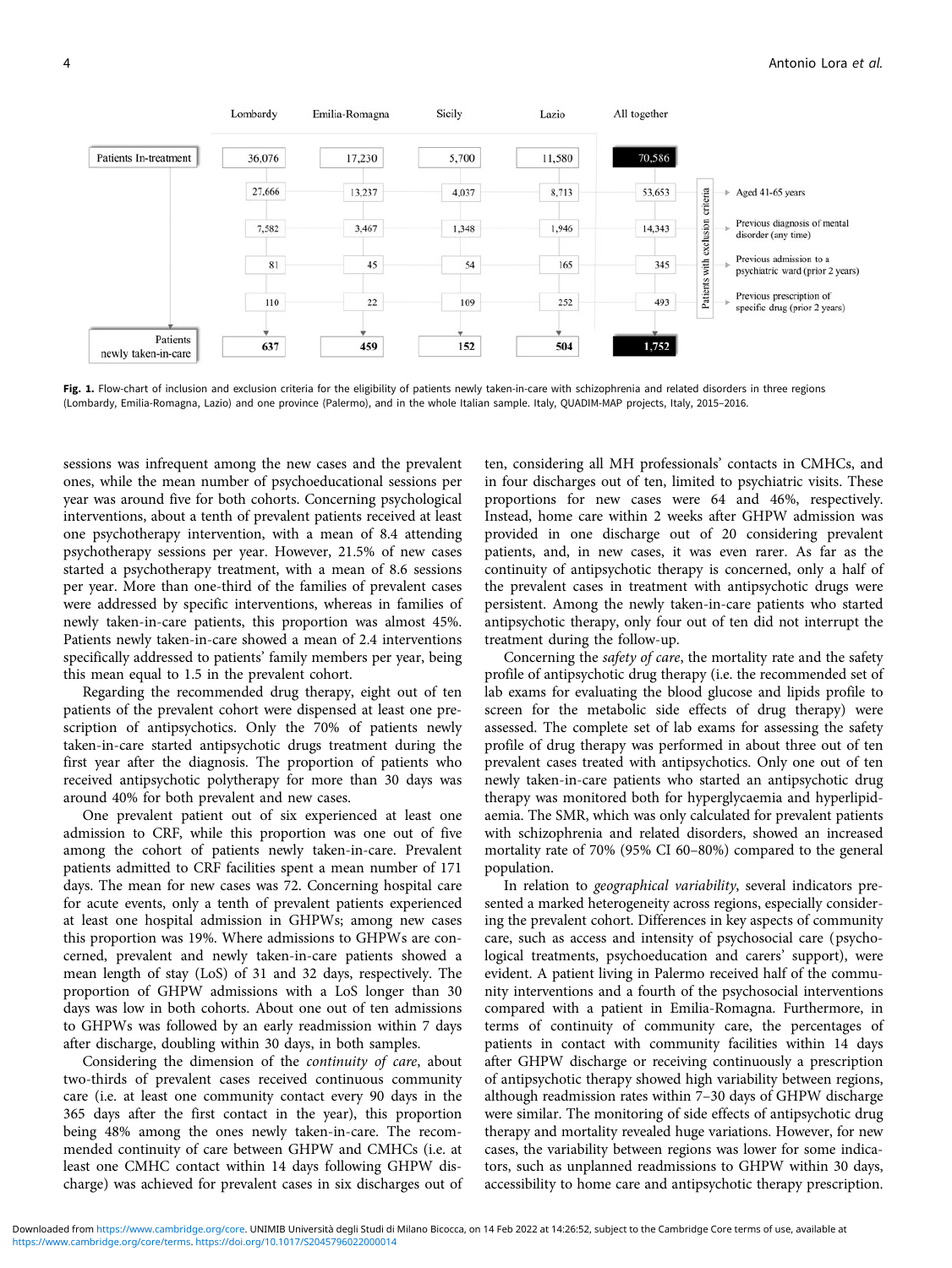| | Lombardy | Emilia-Romagna | Sicily | Lazio | All together | |
|---|---|---|---|---|---|---|
| Patients In-treatment | 36,076 | 17,230 | 5,700 | 11,580 | 70,586 | |
| Patients with exclusion criteria | 27,666 | 13,237 | 4,037 | 8,713 | 53,653 | Aged 41-65 years |
| | 7,582 | 3,467 | 1,348 | 1,946 | 14,343 | Previous diagnosis of mental disorder (any time) |
| | 81 | 45 | 54 | 165 | 345 | Previous admission to a psychiatric ward (prior 2 years) |
| | 110 | 22 | 109 | 252 | 493 | Previous prescription of specific drug (prior 2 years) |
| Patients newly taken-in-care | 637 | 459 | 152 | 504 | 1,752 | |

**Fig. 1.** Flow-chart of inclusion and exclusion criteria for the eligibility of patients newly taken-in-care with schizophrenia and related disorders in three regions (Lombardy, Emilia-Romagna, Lazio) and one province (Palermo), and in the whole Italian sample. Italy, QUADIM-MAP projects, Italy, 2015–2016.

sessions was infrequent among the new cases and the prevalent ones, while the mean number of psychoeducational sessions per year was around five for both cohorts. Concerning psychological interventions, about a tenth of prevalent patients received at least one psychotherapy intervention, with a mean of 8.4 attending psychotherapy sessions per year. However, 21.5% of new cases started a psychotherapy treatment, with a mean of 8.6 sessions per year. More than one-third of the families of prevalent cases were addressed by specific interventions, whereas in families of newly taken-in-care patients, this proportion was almost 45%. Patients newly taken-in-care showed a mean of 2.4 interventions specifically addressed to patients' family members per year, being this mean equal to 1.5 in the prevalent cohort.

Regarding the recommended drug therapy, eight out of ten patients of the prevalent cohort were dispensed at least one prescription of antipsychotics. Only the 70% of patients newly taken-in-care started antipsychotic drugs treatment during the first year after the diagnosis. The proportion of patients who received antipsychotic polytherapy for more than 30 days was around 40% for both prevalent and new cases.

One prevalent patient out of six experienced at least one admission to CRF, while this proportion was one out of five among the cohort of patients newly taken-in-care. Prevalent patients admitted to CRF facilities spent a mean number of 171 days. The mean for new cases was 72. Concerning hospital care for acute events, only a tenth of prevalent patients experienced at least one hospital admission in GHPWs; among new cases this proportion was 19%. Where admissions to GHPWs are concerned, prevalent and newly taken-in-care patients showed a mean length of stay (LoS) of 31 and 32 days, respectively. The proportion of GHPW admissions with a LoS longer than 30 days was low in both cohorts. About one out of ten admissions to GHPWs was followed by an early readmission within 7 days after discharge, doubling within 30 days, in both samples.

Considering the dimension of the *continuity of care*, about two-thirds of prevalent cases received continuous community care (i.e. at least one community contact every 90 days in the 365 days after the first contact in the year), this proportion being 48% among the ones newly taken-in-care. The recommended continuity of care between GHPW and CMHCs (i.e. at least one CMHC contact within 14 days following GHPW discharge) was achieved for prevalent cases in six discharges out of ten, considering all MH professionals' contacts in CMHCs, and in four discharges out of ten, limited to psychiatric visits. These proportions for new cases were 64 and 46%, respectively. Instead, home care within 2 weeks after GHPW admission was provided in one discharge out of 20 considering prevalent patients, and, in new cases, it was even rarer. As far as the continuity of antipsychotic therapy is concerned, only a half of the prevalent cases in treatment with antipsychotic drugs were persistent. Among the newly taken-in-care patients who started antipsychotic therapy, only four out of ten did not interrupt the treatment during the follow-up.

Concerning the *safety of care*, the mortality rate and the safety profile of antipsychotic drug therapy (i.e. the recommended set of lab exams for evaluating the blood glucose and lipids profile to screen for the metabolic side effects of drug therapy) were assessed. The complete set of lab exams for assessing the safety profile of drug therapy was performed in about three out of ten prevalent cases treated with antipsychotics. Only one out of ten newly taken-in-care patients who started an antipsychotic drug therapy was monitored both for hyperglycaemia and hyperlipidaemia. The SMR, which was only calculated for prevalent patients with schizophrenia and related disorders, showed an increased mortality rate of 70% (95% CI 60–80%) compared to the general population.

In relation to *geographical variability*, several indicators presented a marked heterogeneity across regions, especially considering the prevalent cohort. Differences in key aspects of community care, such as access and intensity of psychosocial care (psychological treatments, psychoeducation and carers' support), were evident. A patient living in Palermo received half of the community interventions and a fourth of the psychosocial interventions compared with a patient in Emilia-Romagna. Furthermore, in terms of continuity of community care, the percentages of patients in contact with community facilities within 14 days after GHPW discharge or receiving continuously a prescription of antipsychotic therapy showed high variability between regions, although readmission rates within 7–30 days of GHPW discharge were similar. The monitoring of side effects of antipsychotic drug therapy and mortality revealed huge variations. However, for new cases, the variability between regions was lower for some indicators, such as unplanned readmissions to GHPW within 30 days, accessibility to home care and antipsychotic therapy prescription.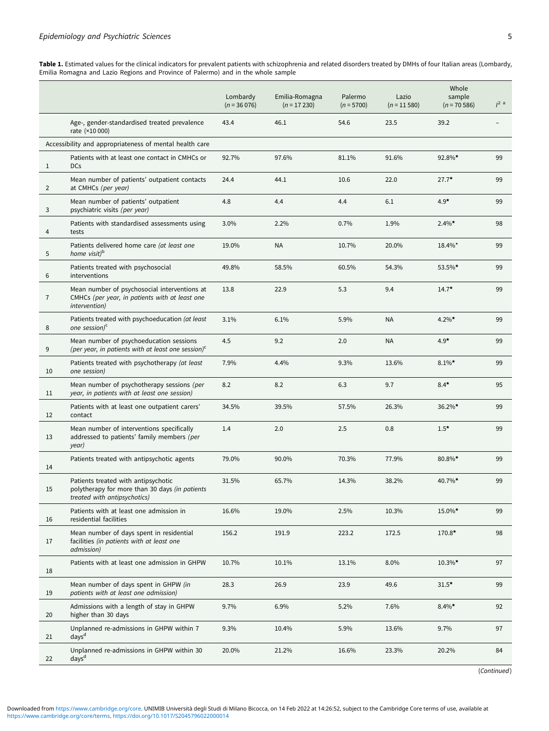**Table 1.** Estimated values for the clinical indicators for prevalent patients with schizophrenia and related disorders treated by DMHs of four Italian areas (Lombardy, Emilia Romagna and Lazio Regions and Province of Palermo) and in the whole sample

| | | Lombardy ($n$ = 36 076) | Emilia-Romagna ($n$ = 17 230) | Palermo ($n$ = 5700) | Lazio ($n$ = 11 580) | Whole sample ($n$ = 70 586) | $I^2$ [a] |
|---|---|---|---|---|---|---|---|
| | Age-, gender-standardised treated prevalence rate (×10 000) | 43.4 | 46.1 | 54.6 | 23.5 | 39.2 | – |
| | Accessibility and appropriateness of mental health care | | | | | | |
| 1 | Patients with at least one contact in CMHCs or DCs | 92.7% | 97.6% | 81.1% | 91.6% | 92.8%* | 99 |
| 2 | Mean number of patients' outpatient contacts at CMHCs *(per year)* | 24.4 | 44.1 | 10.6 | 22.0 | 27.7* | 99 |
| 3 | Mean number of patients' outpatient psychiatric visits *(per year)* | 4.8 | 4.4 | 4.4 | 6.1 | 4.9* | 99 |
| 4 | Patients with standardised assessments using tests | 3.0% | 2.2% | 0.7% | 1.9% | 2.4%* | 98 |
| 5 | Patients delivered home care *(at least one home visit)*[b] | 19.0% | NA | 10.7% | 20.0% | 18.4%* | 99 |
| 6 | Patients treated with psychosocial interventions | 49.8% | 58.5% | 60.5% | 54.3% | 53.5%* | 99 |
| 7 | Mean number of psychosocial interventions at CMHCs *(per year, in patients with at least one intervention)* | 13.8 | 22.9 | 5.3 | 9.4 | 14.7* | 99 |
| 8 | Patients treated with psychoeducation *(at least one session)*[c] | 3.1% | 6.1% | 5.9% | NA | 4.2%* | 99 |
| 9 | Mean number of psychoeducation sessions *(per year, in patients with at least one session)*[c] | 4.5 | 9.2 | 2.0 | NA | 4.9* | 99 |
| 10 | Patients treated with psychotherapy *(at least one session)* | 7.9% | 4.4% | 9.3% | 13.6% | 8.1%* | 99 |
| 11 | Mean number of psychotherapy sessions *(per year, in patients with at least one session)* | 8.2 | 8.2 | 6.3 | 9.7 | 8.4* | 95 |
| 12 | Patients with at least one outpatient carers' contact | 34.5% | 39.5% | 57.5% | 26.3% | 36.2%* | 99 |
| 13 | Mean number of interventions specifically addressed to patients' family members *(per year)* | 1.4 | 2.0 | 2.5 | 0.8 | 1.5* | 99 |
| 14 | Patients treated with antipsychotic agents | 79.0% | 90.0% | 70.3% | 77.9% | 80.8%* | 99 |
| 15 | Patients treated with antipsychotic polytherapy for more than 30 days *(in patients treated with antipsychotics)* | 31.5% | 65.7% | 14.3% | 38.2% | 40.7%* | 99 |
| 16 | Patients with at least one admission in residential facilities | 16.6% | 19.0% | 2.5% | 10.3% | 15.0%* | 99 |
| 17 | Mean number of days spent in residential facilities *(in patients with at least one admission)* | 156.2 | 191.9 | 223.2 | 172.5 | 170.8* | 98 |
| 18 | Patients with at least one admission in GHPW | 10.7% | 10.1% | 13.1% | 8.0% | 10.3%* | 97 |
| 19 | Mean number of days spent in GHPW *(in patients with at least one admission)* | 28.3 | 26.9 | 23.9 | 49.6 | 31.5* | 99 |
| 20 | Admissions with a length of stay in GHPW higher than 30 days | 9.7% | 6.9% | 5.2% | 7.6% | 8.4%* | 92 |
| 21 | Unplanned re-admissions in GHPW within 7 days[d] | 9.3% | 10.4% | 5.9% | 13.6% | 9.7% | 97 |
| 22 | Unplanned re-admissions in GHPW within 30 days[d] | 20.0% | 21.2% | 16.6% | 23.3% | 20.2% | 84 |

(*Continued*)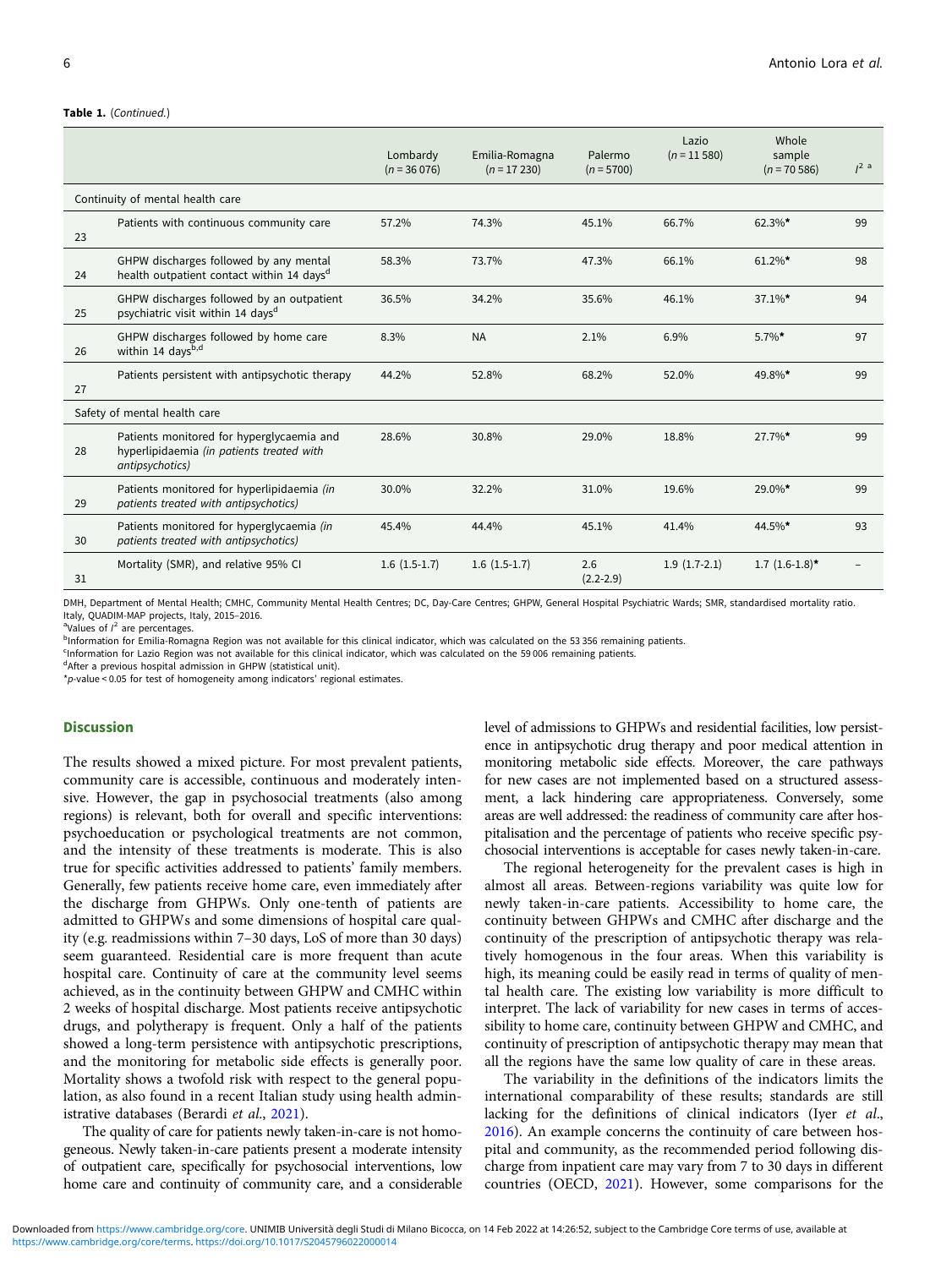**Table 1.** (*Continued.*)

| | | Lombardy ($n$ = 36 076) | Emilia-Romagna ($n$ = 17 230) | Palermo ($n$ = 5700) | Lazio ($n$ = 11 580) | Whole sample ($n$ = 70 586) | $I^2$ [a] |
|---|---|---|---|---|---|---|---|
| Continuity of mental health care | | | | | | | |
| 23 | Patients with continuous community care | 57.2% | 74.3% | 45.1% | 66.7% | 62.3%* | 99 |
| 24 | GHPW discharges followed by any mental health outpatient contact within 14 days[d] | 58.3% | 73.7% | 47.3% | 66.1% | 61.2%* | 98 |
| 25 | GHPW discharges followed by an outpatient psychiatric visit within 14 days[d] | 36.5% | 34.2% | 35.6% | 46.1% | 37.1%* | 94 |
| 26 | GHPW discharges followed by home care within 14 days[b,d] | 8.3% | NA | 2.1% | 6.9% | 5.7%* | 97 |
| 27 | Patients persistent with antipsychotic therapy | 44.2% | 52.8% | 68.2% | 52.0% | 49.8%* | 99 |
| Safety of mental health care | | | | | | | |
| 28 | Patients monitored for hyperglycaemia and hyperlipidaemia *(in patients treated with antipsychotics)* | 28.6% | 30.8% | 29.0% | 18.8% | 27.7%* | 99 |
| 29 | Patients monitored for hyperlipidaemia *(in patients treated with antipsychotics)* | 30.0% | 32.2% | 31.0% | 19.6% | 29.0%* | 99 |
| 30 | Patients monitored for hyperglycaemia *(in patients treated with antipsychotics)* | 45.4% | 44.4% | 45.1% | 41.4% | 44.5%* | 93 |
| 31 | Mortality (SMR), and relative 95% CI | 1.6 (1.5-1.7) | 1.6 (1.5-1.7) | 2.6 (2.2-2.9) | 1.9 (1.7-2.1) | 1.7 (1.6-1.8)* | – |

DMH, Department of Mental Health; CMHC, Community Mental Health Centres; DC, Day-Care Centres; GHPW, General Hospital Psychiatric Wards; SMR, standardised mortality ratio. Italy, QUADIM-MAP projects, Italy, 2015–2016.

[a]Values of $I^2$ are percentages.

[b]Information for Emilia-Romagna Region was not available for this clinical indicator, which was calculated on the 53 356 remaining patients.

[c]Information for Lazio Region was not available for this clinical indicator, which was calculated on the 59 006 remaining patients.

[d]After a previous hospital admission in GHPW (statistical unit).

*$p$-value < 0.05 for test of homogeneity among indicators' regional estimates.

## Discussion

The results showed a mixed picture. For most prevalent patients, community care is accessible, continuous and moderately intensive. However, the gap in psychosocial treatments (also among regions) is relevant, both for overall and specific interventions: psychoeducation or psychological treatments are not common, and the intensity of these treatments is moderate. This is also true for specific activities addressed to patients' family members. Generally, few patients receive home care, even immediately after the discharge from GHPWs. Only one-tenth of patients are admitted to GHPWs and some dimensions of hospital care quality (e.g. readmissions within 7–30 days, LoS of more than 30 days) seem guaranteed. Residential care is more frequent than acute hospital care. Continuity of care at the community level seems achieved, as in the continuity between GHPW and CMHC within 2 weeks of hospital discharge. Most patients receive antipsychotic drugs, and polytherapy is frequent. Only a half of the patients showed a long-term persistence with antipsychotic prescriptions, and the monitoring for metabolic side effects is generally poor. Mortality shows a twofold risk with respect to the general population, as also found in a recent Italian study using health administrative databases (Berardi *et al.*, 2021).

The quality of care for patients newly taken-in-care is not homogeneous. Newly taken-in-care patients present a moderate intensity of outpatient care, specifically for psychosocial interventions, low home care and continuity of community care, and a considerable level of admissions to GHPWs and residential facilities, low persistence in antipsychotic drug therapy and poor medical attention in monitoring metabolic side effects. Moreover, the care pathways for new cases are not implemented based on a structured assessment, a lack hindering care appropriateness. Conversely, some areas are well addressed: the readiness of community care after hospitalisation and the percentage of patients who receive specific psychosocial interventions is acceptable for cases newly taken-in-care.

The regional heterogeneity for the prevalent cases is high in almost all areas. Between-regions variability was quite low for newly taken-in-care patients. Accessibility to home care, the continuity between GHPWs and CMHC after discharge and the continuity of the prescription of antipsychotic therapy was relatively homogenous in the four areas. When this variability is high, its meaning could be easily read in terms of quality of mental health care. The existing low variability is more difficult to interpret. The lack of variability for new cases in terms of accessibility to home care, continuity between GHPW and CMHC, and continuity of prescription of antipsychotic therapy may mean that all the regions have the same low quality of care in these areas.

The variability in the definitions of the indicators limits the international comparability of these results; standards are still lacking for the definitions of clinical indicators (Iyer *et al.*, 2016). An example concerns the continuity of care between hospital and community, as the recommended period following discharge from inpatient care may vary from 7 to 30 days in different countries (OECD, 2021). However, some comparisons for the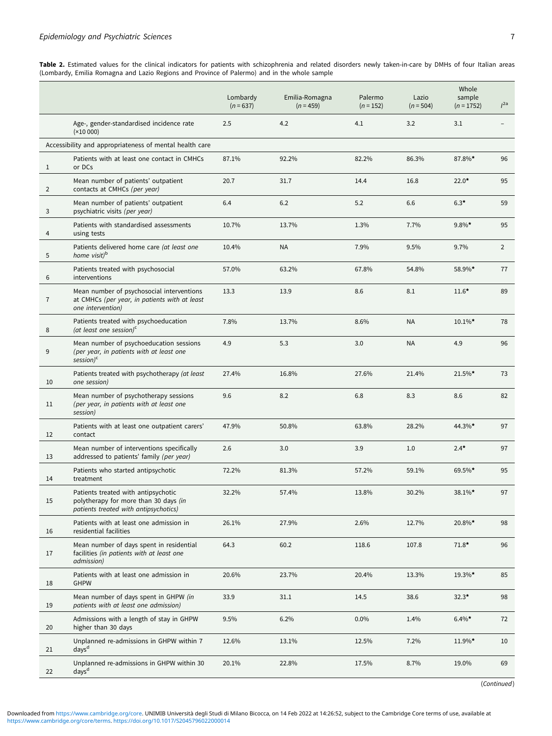**Table 2.** Estimated values for the clinical indicators for patients with schizophrenia and related disorders newly taken-in-care by DMHs of four Italian areas (Lombardy, Emilia Romagna and Lazio Regions and Province of Palermo) and in the whole sample

| | | Lombardy (*n* = 637) | Emilia-Romagna (*n* = 459) | Palermo (*n* = 152) | Lazio (*n* = 504) | Whole sample (*n* = 1752) | $I^{2a}$ |
|---|---|---|---|---|---|---|---|
| | Age-, gender-standardised incidence rate (×10 000) | 2.5 | 4.2 | 4.1 | 3.2 | 3.1 | – |
| Accessibility and appropriateness of mental health care | | | | | | | |
| 1 | Patients with at least one contact in CMHCs or DCs | 87.1% | 92.2% | 82.2% | 86.3% | 87.8%* | 96 |
| 2 | Mean number of patients' outpatient contacts at CMHCs *(per year)* | 20.7 | 31.7 | 14.4 | 16.8 | 22.0* | 95 |
| 3 | Mean number of patients' outpatient psychiatric visits *(per year)* | 6.4 | 6.2 | 5.2 | 6.6 | 6.3* | 59 |
| 4 | Patients with standardised assessments using tests | 10.7% | 13.7% | 1.3% | 7.7% | 9.8%* | 95 |
| 5 | Patients delivered home care *(at least one home visit)*[b] | 10.4% | NA | 7.9% | 9.5% | 9.7% | 2 |
| 6 | Patients treated with psychosocial interventions | 57.0% | 63.2% | 67.8% | 54.8% | 58.9%* | 77 |
| 7 | Mean number of psychosocial interventions at CMHCs *(per year, in patients with at least one intervention)* | 13.3 | 13.9 | 8.6 | 8.1 | 11.6* | 89 |
| 8 | Patients treated with psychoeducation *(at least one session)*[c] | 7.8% | 13.7% | 8.6% | NA | 10.1%* | 78 |
| 9 | Mean number of psychoeducation sessions *(per year, in patients with at least one session)*[c] | 4.9 | 5.3 | 3.0 | NA | 4.9 | 96 |
| 10 | Patients treated with psychotherapy *(at least one session)* | 27.4% | 16.8% | 27.6% | 21.4% | 21.5%* | 73 |
| 11 | Mean number of psychotherapy sessions *(per year, in patients with at least one session)* | 9.6 | 8.2 | 6.8 | 8.3 | 8.6 | 82 |
| 12 | Patients with at least one outpatient carers' contact | 47.9% | 50.8% | 63.8% | 28.2% | 44.3%* | 97 |
| 13 | Mean number of interventions specifically addressed to patients' family *(per year)* | 2.6 | 3.0 | 3.9 | 1.0 | 2.4* | 97 |
| 14 | Patients who started antipsychotic treatment | 72.2% | 81.3% | 57.2% | 59.1% | 69.5%* | 95 |
| 15 | Patients treated with antipsychotic polytherapy for more than 30 days *(in patients treated with antipsychotics)* | 32.2% | 57.4% | 13.8% | 30.2% | 38.1%* | 97 |
| 16 | Patients with at least one admission in residential facilities | 26.1% | 27.9% | 2.6% | 12.7% | 20.8%* | 98 |
| 17 | Mean number of days spent in residential facilities *(in patients with at least one admission)* | 64.3 | 60.2 | 118.6 | 107.8 | 71.8* | 96 |
| 18 | Patients with at least one admission in GHPW | 20.6% | 23.7% | 20.4% | 13.3% | 19.3%* | 85 |
| 19 | Mean number of days spent in GHPW *(in patients with at least one admission)* | 33.9 | 31.1 | 14.5 | 38.6 | 32.3* | 98 |
| 20 | Admissions with a length of stay in GHPW higher than 30 days | 9.5% | 6.2% | 0.0% | 1.4% | 6.4%* | 72 |
| 21 | Unplanned re-admissions in GHPW within 7 days[d] | 12.6% | 13.1% | 12.5% | 7.2% | 11.9%* | 10 |
| 22 | Unplanned re-admissions in GHPW within 30 days[d] | 20.1% | 22.8% | 17.5% | 8.7% | 19.0% | 69 |

(*Continued*)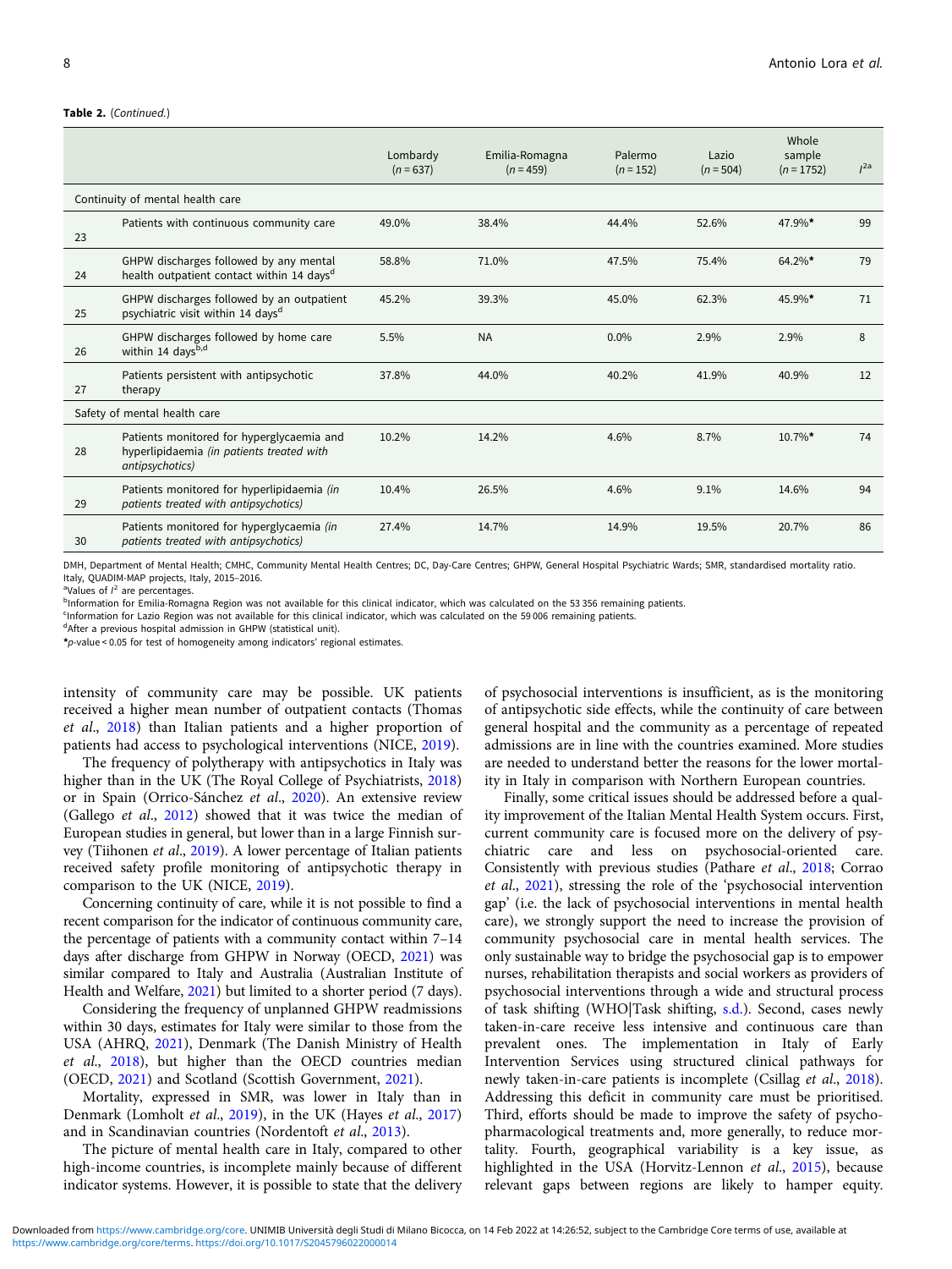**Table 2.** (*Continued.*)

| | | Lombardy ($n = 637$) | Emilia-Romagna ($n = 459$) | Palermo ($n = 152$) | Lazio ($n = 504$) | Whole sample ($n = 1752$) | $I^{2}$[a] |
|---|---|---|---|---|---|---|---|
| Continuity of mental health care | | | | | | | |
| 23 | Patients with continuous community care | 49.0% | 38.4% | 44.4% | 52.6% | 47.9%* | 99 |
| 24 | GHPW discharges followed by any mental health outpatient contact within 14 days[d] | 58.8% | 71.0% | 47.5% | 75.4% | 64.2%* | 79 |
| 25 | GHPW discharges followed by an outpatient psychiatric visit within 14 days[d] | 45.2% | 39.3% | 45.0% | 62.3% | 45.9%* | 71 |
| 26 | GHPW discharges followed by home care within 14 days[b,d] | 5.5% | NA | 0.0% | 2.9% | 2.9% | 8 |
| 27 | Patients persistent with antipsychotic therapy | 37.8% | 44.0% | 40.2% | 41.9% | 40.9% | 12 |
| Safety of mental health care | | | | | | | |
| 28 | Patients monitored for hyperglycaemia and hyperlipidaemia *(in patients treated with antipsychotics)* | 10.2% | 14.2% | 4.6% | 8.7% | 10.7%* | 74 |
| 29 | Patients monitored for hyperlipidaemia *(in patients treated with antipsychotics)* | 10.4% | 26.5% | 4.6% | 9.1% | 14.6% | 94 |
| 30 | Patients monitored for hyperglycaemia *(in patients treated with antipsychotics)* | 27.4% | 14.7% | 14.9% | 19.5% | 20.7% | 86 |

DMH, Department of Mental Health; CMHC, Community Mental Health Centres; DC, Day-Care Centres; GHPW, General Hospital Psychiatric Wards; SMR, standardised mortality ratio. Italy, QUADIM-MAP projects, Italy, 2015–2016.
[a]Values of $I^2$ are percentages.
[b]Information for Emilia-Romagna Region was not available for this clinical indicator, which was calculated on the 53 356 remaining patients.
[c]Information for Lazio Region was not available for this clinical indicator, which was calculated on the 59 006 remaining patients.
[d]After a previous hospital admission in GHPW (statistical unit).
*$p$-value < 0.05 for test of homogeneity among indicators' regional estimates.

intensity of community care may be possible. UK patients received a higher mean number of outpatient contacts (Thomas *et al.*, 2018) than Italian patients and a higher proportion of patients had access to psychological interventions (NICE, 2019).

The frequency of polytherapy with antipsychotics in Italy was higher than in the UK (The Royal College of Psychiatrists, 2018) or in Spain (Orrico-Sánchez *et al.*, 2020). An extensive review (Gallego *et al.*, 2012) showed that it was twice the median of European studies in general, but lower than in a large Finnish survey (Tiihonen *et al.*, 2019). A lower percentage of Italian patients received safety profile monitoring of antipsychotic therapy in comparison to the UK (NICE, 2019).

Concerning continuity of care, while it is not possible to find a recent comparison for the indicator of continuous community care, the percentage of patients with a community contact within 7–14 days after discharge from GHPW in Norway (OECD, 2021) was similar compared to Italy and Australia (Australian Institute of Health and Welfare, 2021) but limited to a shorter period (7 days).

Considering the frequency of unplanned GHPW readmissions within 30 days, estimates for Italy were similar to those from the USA (AHRQ, 2021), Denmark (The Danish Ministry of Health *et al.*, 2018), but higher than the OECD countries median (OECD, 2021) and Scotland (Scottish Government, 2021).

Mortality, expressed in SMR, was lower in Italy than in Denmark (Lomholt *et al.*, 2019), in the UK (Hayes *et al.*, 2017) and in Scandinavian countries (Nordentoft *et al.*, 2013).

The picture of mental health care in Italy, compared to other high-income countries, is incomplete mainly because of different indicator systems. However, it is possible to state that the delivery of psychosocial interventions is insufficient, as is the monitoring of antipsychotic side effects, while the continuity of care between general hospital and the community as a percentage of repeated admissions are in line with the countries examined. More studies are needed to understand better the reasons for the lower mortality in Italy in comparison with Northern European countries.

Finally, some critical issues should be addressed before a quality improvement of the Italian Mental Health System occurs. First, current community care is focused more on the delivery of psychiatric care and less on psychosocial-oriented care. Consistently with previous studies (Pathare *et al.*, 2018; Corrao *et al.*, 2021), stressing the role of the 'psychosocial intervention gap' (i.e. the lack of psychosocial interventions in mental health care), we strongly support the need to increase the provision of community psychosocial care in mental health services. The only sustainable way to bridge the psychosocial gap is to empower nurses, rehabilitation therapists and social workers as providers of psychosocial interventions through a wide and structural process of task shifting (WHO|Task shifting, s.d.). Second, cases newly taken-in-care receive less intensive and continuous care than prevalent ones. The implementation in Italy of Early Intervention Services using structured clinical pathways for newly taken-in-care patients is incomplete (Csillag *et al.*, 2018). Addressing this deficit in community care must be prioritised. Third, efforts should be made to improve the safety of psychopharmacological treatments and, more generally, to reduce mortality. Fourth, geographical variability is a key issue, as highlighted in the USA (Horvitz-Lennon *et al.*, 2015), because relevant gaps between regions are likely to hamper equity.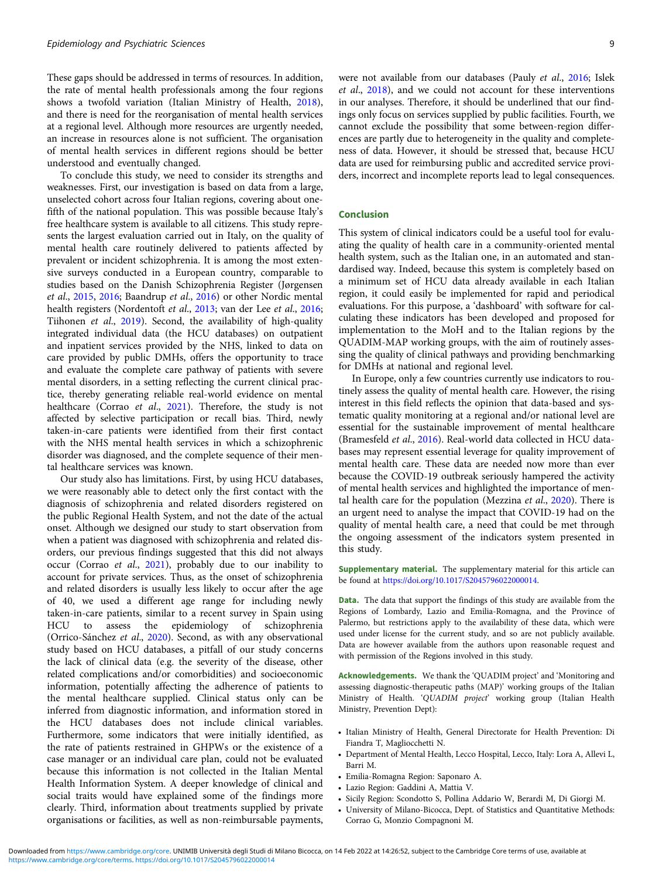These gaps should be addressed in terms of resources. In addition, the rate of mental health professionals among the four regions shows a twofold variation (Italian Ministry of Health, 2018), and there is need for the reorganisation of mental health services at a regional level. Although more resources are urgently needed, an increase in resources alone is not sufficient. The organisation of mental health services in different regions should be better understood and eventually changed.

To conclude this study, we need to consider its strengths and weaknesses. First, our investigation is based on data from a large, unselected cohort across four Italian regions, covering about one-fifth of the national population. This was possible because Italy's free healthcare system is available to all citizens. This study represents the largest evaluation carried out in Italy, on the quality of mental health care routinely delivered to patients affected by prevalent or incident schizophrenia. It is among the most extensive surveys conducted in a European country, comparable to studies based on the Danish Schizophrenia Register (Jørgensen *et al*., 2015, 2016; Baandrup *et al*., 2016) or other Nordic mental health registers (Nordentoft *et al*., 2013; van der Lee *et al*., 2016; Tiihonen *et al*., 2019). Second, the availability of high-quality integrated individual data (the HCU databases) on outpatient and inpatient services provided by the NHS, linked to data on care provided by public DMHs, offers the opportunity to trace and evaluate the complete care pathway of patients with severe mental disorders, in a setting reflecting the current clinical practice, thereby generating reliable real-world evidence on mental healthcare (Corrao *et al*., 2021). Therefore, the study is not affected by selective participation or recall bias. Third, newly taken-in-care patients were identified from their first contact with the NHS mental health services in which a schizophrenic disorder was diagnosed, and the complete sequence of their mental healthcare services was known.

Our study also has limitations. First, by using HCU databases, we were reasonably able to detect only the first contact with the diagnosis of schizophrenia and related disorders registered on the public Regional Health System, and not the date of the actual onset. Although we designed our study to start observation from when a patient was diagnosed with schizophrenia and related disorders, our previous findings suggested that this did not always occur (Corrao *et al*., 2021), probably due to our inability to account for private services. Thus, as the onset of schizophrenia and related disorders is usually less likely to occur after the age of 40, we used a different age range for including newly taken-in-care patients, similar to a recent survey in Spain using HCU to assess the epidemiology of schizophrenia (Orrico-Sánchez *et al*., 2020). Second, as with any observational study based on HCU databases, a pitfall of our study concerns the lack of clinical data (e.g. the severity of the disease, other related complications and/or comorbidities) and socioeconomic information, potentially affecting the adherence of patients to the mental healthcare supplied. Clinical status only can be inferred from diagnostic information, and information stored in the HCU databases does not include clinical variables. Furthermore, some indicators that were initially identified, as the rate of patients restrained in GHPWs or the existence of a case manager or an individual care plan, could not be evaluated because this information is not collected in the Italian Mental Health Information System. A deeper knowledge of clinical and social traits would have explained some of the findings more clearly. Third, information about treatments supplied by private organisations or facilities, as well as non-reimbursable payments, were not available from our databases (Pauly *et al*., 2016; Islek *et al*., 2018), and we could not account for these interventions in our analyses. Therefore, it should be underlined that our findings only focus on services supplied by public facilities. Fourth, we cannot exclude the possibility that some between-region differences are partly due to heterogeneity in the quality and completeness of data. However, it should be stressed that, because HCU data are used for reimbursing public and accredited service providers, incorrect and incomplete reports lead to legal consequences.

## Conclusion

This system of clinical indicators could be a useful tool for evaluating the quality of health care in a community-oriented mental health system, such as the Italian one, in an automated and standardised way. Indeed, because this system is completely based on a minimum set of HCU data already available in each Italian region, it could easily be implemented for rapid and periodical evaluations. For this purpose, a 'dashboard' with software for calculating these indicators has been developed and proposed for implementation to the MoH and to the Italian regions by the QUADIM-MAP working groups, with the aim of routinely assessing the quality of clinical pathways and providing benchmarking for DMHs at national and regional level.

In Europe, only a few countries currently use indicators to routinely assess the quality of mental health care. However, the rising interest in this field reflects the opinion that data-based and systematic quality monitoring at a regional and/or national level are essential for the sustainable improvement of mental healthcare (Bramesfeld *et al*., 2016). Real-world data collected in HCU databases may represent essential leverage for quality improvement of mental health care. These data are needed now more than ever because the COVID-19 outbreak seriously hampered the activity of mental health services and highlighted the importance of mental health care for the population (Mezzina *et al*., 2020). There is an urgent need to analyse the impact that COVID-19 had on the quality of mental health care, a need that could be met through the ongoing assessment of the indicators system presented in this study.

**Supplementary material.** The supplementary material for this article can be found at https://doi.org/10.1017/S2045796022000014.

**Data.** The data that support the findings of this study are available from the Regions of Lombardy, Lazio and Emilia-Romagna, and the Province of Palermo, but restrictions apply to the availability of these data, which were used under license for the current study, and so are not publicly available. Data are however available from the authors upon reasonable request and with permission of the Regions involved in this study.

**Acknowledgements.** We thank the 'QUADIM project' and 'Monitoring and assessing diagnostic-therapeutic paths (MAP)' working groups of the Italian Ministry of Health. '*QUADIM project*' working group (Italian Health Ministry, Prevention Dept):

- Italian Ministry of Health, General Directorate for Health Prevention: Di Fiandra T, Magliocchetti N.
- Department of Mental Health, Lecco Hospital, Lecco, Italy: Lora A, Allevi L, Barri M.
- Emilia-Romagna Region: Saponaro A.
- Lazio Region: Gaddini A, Mattia V.
- Sicily Region: Scondotto S, Pollina Addario W, Berardi M, Di Giorgi M.
- University of Milano-Bicocca, Dept. of Statistics and Quantitative Methods: Corrao G, Monzio Compagnoni M.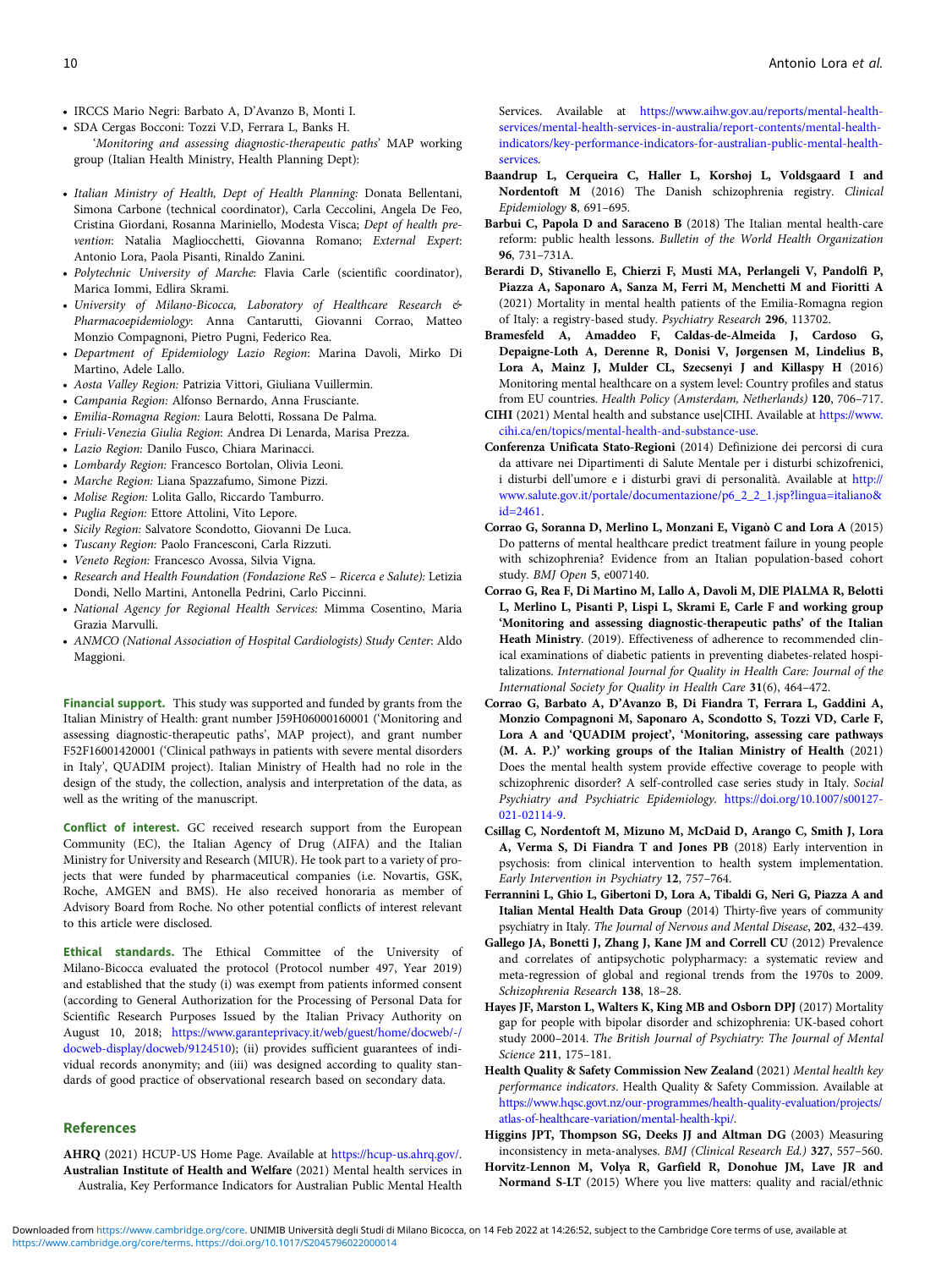- IRCCS Mario Negri: Barbato A, D'Avanzo B, Monti I.
- SDA Cergas Bocconi: Tozzi V.D, Ferrara L, Banks H.

'*Monitoring and assessing diagnostic-therapeutic paths*' MAP working group (Italian Health Ministry, Health Planning Dept):

- *Italian Ministry of Health, Dept of Health Planning:* Donata Bellentani, Simona Carbone (technical coordinator), Carla Ceccolini, Angela De Feo, Cristina Giordani, Rosanna Mariniello, Modesta Visca; *Dept of health prevention*: Natalia Magliocchetti, Giovanna Romano; *External Expert*: Antonio Lora, Paola Pisanti, Rinaldo Zanini.
- *Polytechnic University of Marche*: Flavia Carle (scientific coordinator), Marica Iommi, Edlira Skrami.
- *University of Milano-Bicocca, Laboratory of Healthcare Research & Pharmacoepidemiology*: Anna Cantarutti, Giovanni Corrao, Matteo Monzio Compagnoni, Pietro Pugni, Federico Rea.
- *Department of Epidemiology Lazio Region*: Marina Davoli, Mirko Di Martino, Adele Lallo.
- *Aosta Valley Region:* Patrizia Vittori, Giuliana Vuillermin.
- *Campania Region:* Alfonso Bernardo, Anna Frusciante.
- *Emilia-Romagna Region:* Laura Belotti, Rossana De Palma.
- *Friuli-Venezia Giulia Region*: Andrea Di Lenarda, Marisa Prezza.
- *Lazio Region:* Danilo Fusco, Chiara Marinacci.
- *Lombardy Region:* Francesco Bortolan, Olivia Leoni.
- *Marche Region:* Liana Spazzafumo, Simone Pizzi.
- *Molise Region:* Lolita Gallo, Riccardo Tamburro.
- *Puglia Region:* Ettore Attolini, Vito Lepore.
- *Sicily Region:* Salvatore Scondotto, Giovanni De Luca.
- *Tuscany Region:* Paolo Francesconi, Carla Rizzuti.
- *Veneto Region:* Francesco Avossa, Silvia Vigna.
- *Research and Health Foundation (Fondazione ReS – Ricerca e Salute):* Letizia Dondi, Nello Martini, Antonella Pedrini, Carlo Piccinni.
- *National Agency for Regional Health Services:* Mimma Cosentino, Maria Grazia Marvulli.
- *ANMCO (National Association of Hospital Cardiologists) Study Center*: Aldo Maggioni.

**Financial support.** This study was supported and funded by grants from the Italian Ministry of Health: grant number J59H06000160001 ('Monitoring and assessing diagnostic-therapeutic paths', MAP project), and grant number F52F16001420001 ('Clinical pathways in patients with severe mental disorders in Italy', QUADIM project). Italian Ministry of Health had no role in the design of the study, the collection, analysis and interpretation of the data, as well as the writing of the manuscript.

**Conflict of interest.** GC received research support from the European Community (EC), the Italian Agency of Drug (AIFA) and the Italian Ministry for University and Research (MIUR). He took part to a variety of projects that were funded by pharmaceutical companies (i.e. Novartis, GSK, Roche, AMGEN and BMS). He also received honoraria as member of Advisory Board from Roche. No other potential conflicts of interest relevant to this article were disclosed.

**Ethical standards.** The Ethical Committee of the University of Milano-Bicocca evaluated the protocol (Protocol number 497, Year 2019) and established that the study (i) was exempt from patients informed consent (according to General Authorization for the Processing of Personal Data for Scientific Research Purposes Issued by the Italian Privacy Authority on August 10, 2018; https://www.garanteprivacy.it/web/guest/home/docweb/-/docweb-display/docweb/9124510); (ii) provides sufficient guarantees of individual records anonymity; and (iii) was designed according to quality standards of good practice of observational research based on secondary data.

## References

**AHRQ** (2021) HCUP-US Home Page. Available at https://hcup-us.ahrq.gov/.

**Australian Institute of Health and Welfare** (2021) Mental health services in Australia, Key Performance Indicators for Australian Public Mental Health Services. Available at https://www.aihw.gov.au/reports/mental-health-services/mental-health-services-in-australia/report-contents/mental-health-indicators/key-performance-indicators-for-australian-public-mental-health-services.

**Baandrup L, Cerqueira C, Haller L, Korshøj L, Voldsgaard I and Nordentoft M** (2016) The Danish schizophrenia registry. *Clinical Epidemiology* **8**, 691–695.

**Barbui C, Papola D and Saraceno B** (2018) The Italian mental health-care reform: public health lessons. *Bulletin of the World Health Organization* **96**, 731–731A.

**Berardi D, Stivanello E, Chierzi F, Musti MA, Perlangeli V, Pandolfi P, Piazza A, Saponaro A, Sanza M, Ferri M, Menchetti M and Fioritti A** (2021) Mortality in mental health patients of the Emilia-Romagna region of Italy: a registry-based study. *Psychiatry Research* **296**, 113702.

**Bramesfeld A, Amaddeo F, Caldas-de-Almeida J, Cardoso G, Depaigne-Loth A, Derenne R, Donisi V, Jørgensen M, Lindelius B, Lora A, Mainz J, Mulder CL, Szecsenyi J and Killaspy H** (2016) Monitoring mental healthcare on a system level: Country profiles and status from EU countries. *Health Policy (Amsterdam, Netherlands)* **120**, 706–717.

**CIHI** (2021) Mental health and substance use|CIHI. Available at https://www.cihi.ca/en/topics/mental-health-and-substance-use.

**Conferenza Unificata Stato-Regioni** (2014) Definizione dei percorsi di cura da attivare nei Dipartimenti di Salute Mentale per i disturbi schizofrenici, i disturbi dell'umore e i disturbi gravi di personalità. Available at http://www.salute.gov.it/portale/documentazione/p6_2_2_1.jsp?lingua=italiano&id=2461.

**Corrao G, Soranna D, Merlino L, Monzani E, Viganò C and Lora A** (2015) Do patterns of mental healthcare predict treatment failure in young people with schizophrenia? Evidence from an Italian population-based cohort study. *BMJ Open* **5**, e007140.

**Corrao G, Rea F, Di Martino M, Lallo A, Davoli M, DlE PlALMA R, Belotti L, Merlino L, Pisanti P, Lispi L, Skrami E, Carle F and working group 'Monitoring and assessing diagnostic-therapeutic paths' of the Italian Heath Ministry**. (2019). Effectiveness of adherence to recommended clinical examinations of diabetic patients in preventing diabetes-related hospitalizations. *International Journal for Quality in Health Care: Journal of the International Society for Quality in Health Care* **31**(6), 464–472.

**Corrao G, Barbato A, D'Avanzo B, Di Fiandra T, Ferrara L, Gaddini A, Monzio Compagnoni M, Saponaro A, Scondotto S, Tozzi VD, Carle F, Lora A and 'QUADIM project', 'Monitoring, assessing care pathways (M. A. P.)' working groups of the Italian Ministry of Health** (2021) Does the mental health system provide effective coverage to people with schizophrenic disorder? A self-controlled case series study in Italy. *Social Psychiatry and Psychiatric Epidemiology*. https://doi.org/10.1007/s00127-021-02114-9.

**Csillag C, Nordentoft M, Mizuno M, McDaid D, Arango C, Smith J, Lora A, Verma S, Di Fiandra T and Jones PB** (2018) Early intervention in psychosis: from clinical intervention to health system implementation. *Early Intervention in Psychiatry* **12**, 757–764.

**Ferrannini L, Ghio L, Gibertoni D, Lora A, Tibaldi G, Neri G, Piazza A and Italian Mental Health Data Group** (2014) Thirty-five years of community psychiatry in Italy. *The Journal of Nervous and Mental Disease*, **202**, 432–439.

**Gallego JA, Bonetti J, Zhang J, Kane JM and Correll CU** (2012) Prevalence and correlates of antipsychotic polypharmacy: a systematic review and meta-regression of global and regional trends from the 1970s to 2009. *Schizophrenia Research* **138**, 18–28.

**Hayes JF, Marston L, Walters K, King MB and Osborn DPJ** (2017) Mortality gap for people with bipolar disorder and schizophrenia: UK-based cohort study 2000–2014. *The British Journal of Psychiatry: The Journal of Mental Science* **211**, 175–181.

**Health Quality & Safety Commission New Zealand** (2021) *Mental health key performance indicators*. Health Quality & Safety Commission. Available at https://www.hqsc.govt.nz/our-programmes/health-quality-evaluation/projects/atlas-of-healthcare-variation/mental-health-kpi/.

**Higgins JPT, Thompson SG, Deeks JJ and Altman DG** (2003) Measuring inconsistency in meta-analyses. *BMJ (Clinical Research Ed.)* **327**, 557–560.

**Horvitz-Lennon M, Volya R, Garfield R, Donohue JM, Lave JR and Normand S-LT** (2015) Where you live matters: quality and racial/ethnic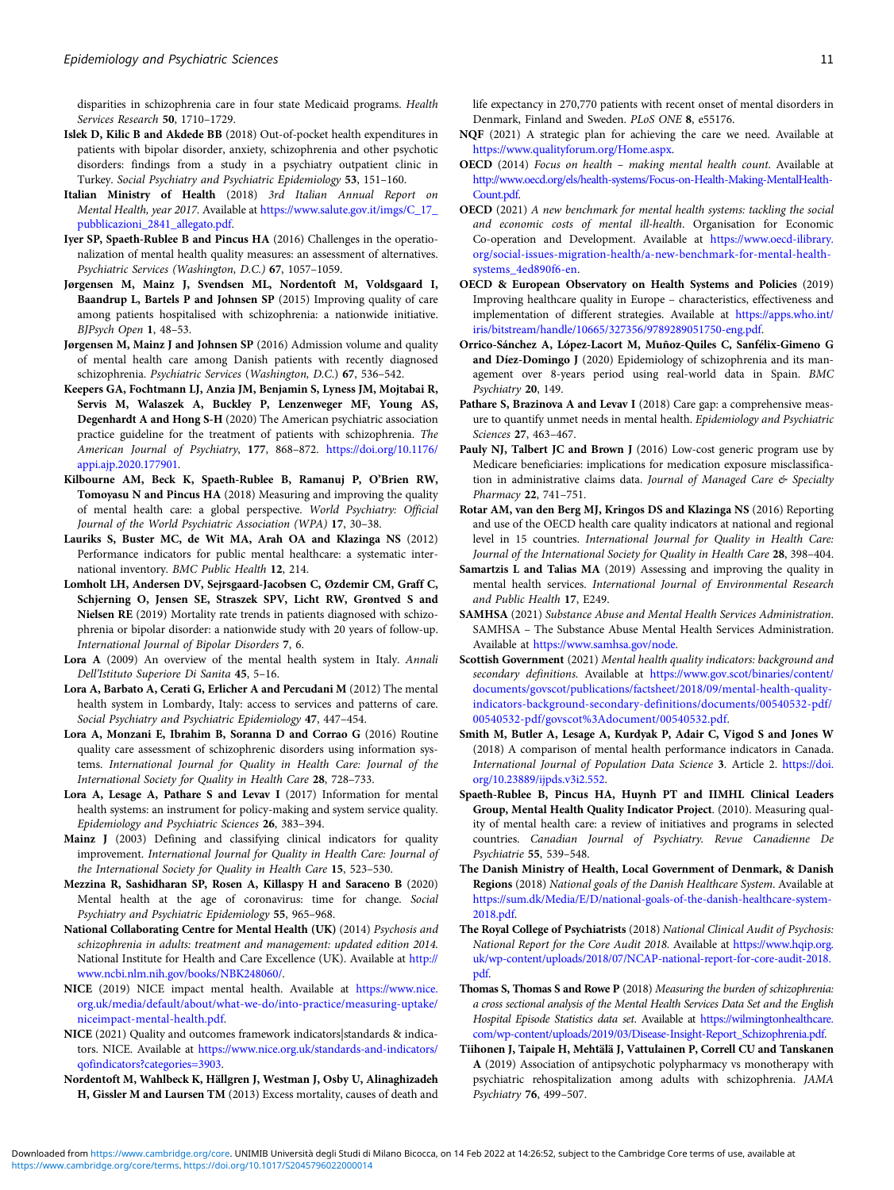disparities in schizophrenia care in four state Medicaid programs. *Health Services Research* **50**, 1710–1729.

**Islek D, Kilic B and Akdede BB** (2018) Out-of-pocket health expenditures in patients with bipolar disorder, anxiety, schizophrenia and other psychotic disorders: findings from a study in a psychiatry outpatient clinic in Turkey. *Social Psychiatry and Psychiatric Epidemiology* **53**, 151–160.

**Italian Ministry of Health** (2018) *3rd Italian Annual Report on Mental Health, year 2017*. Available at https://www.salute.gov.it/imgs/C_17_pubblicazioni_2841_allegato.pdf.

**Iyer SP, Spaeth-Rublee B and Pincus HA** (2016) Challenges in the operationalization of mental health quality measures: an assessment of alternatives. *Psychiatric Services (Washington, D.C.)* **67**, 1057–1059.

**Jørgensen M, Mainz J, Svendsen ML, Nordentoft M, Voldsgaard I, Baandrup L, Bartels P and Johnsen SP** (2015) Improving quality of care among patients hospitalised with schizophrenia: a nationwide initiative. *BJPsych Open* **1**, 48–53.

**Jørgensen M, Mainz J and Johnsen SP** (2016) Admission volume and quality of mental health care among Danish patients with recently diagnosed schizophrenia. *Psychiatric Services* (*Washington, D.C.*) **67**, 536–542.

**Keepers GA, Fochtmann LJ, Anzia JM, Benjamin S, Lyness JM, Mojtabai R, Servis M, Walaszek A, Buckley P, Lenzenweger MF, Young AS, Degenhardt A and Hong S-H** (2020) The American psychiatric association practice guideline for the treatment of patients with schizophrenia. *The American Journal of Psychiatry*, **177**, 868–872. https://doi.org/10.1176/appi.ajp.2020.177901.

**Kilbourne AM, Beck K, Spaeth-Rublee B, Ramanuj P, O'Brien RW, Tomoyasu N and Pincus HA** (2018) Measuring and improving the quality of mental health care: a global perspective. *World Psychiatry: Official Journal of the World Psychiatric Association (WPA)* **17**, 30–38.

**Lauriks S, Buster MC, de Wit MA, Arah OA and Klazinga NS** (2012) Performance indicators for public mental healthcare: a systematic international inventory. *BMC Public Health* **12**, 214.

**Lomholt LH, Andersen DV, Sejrsgaard-Jacobsen C, Øzdemir CM, Graff C, Schjerning O, Jensen SE, Straszek SPV, Licht RW, Grøntved S and Nielsen RE** (2019) Mortality rate trends in patients diagnosed with schizophrenia or bipolar disorder: a nationwide study with 20 years of follow-up. *International Journal of Bipolar Disorders* **7**, 6.

**Lora A** (2009) An overview of the mental health system in Italy. *Annali Dell'Istituto Superiore Di Sanita* **45**, 5–16.

**Lora A, Barbato A, Cerati G, Erlicher A and Percudani M** (2012) The mental health system in Lombardy, Italy: access to services and patterns of care. *Social Psychiatry and Psychiatric Epidemiology* **47**, 447–454.

**Lora A, Monzani E, Ibrahim B, Soranna D and Corrao G** (2016) Routine quality care assessment of schizophrenic disorders using information systems. *International Journal for Quality in Health Care: Journal of the International Society for Quality in Health Care* **28**, 728–733.

**Lora A, Lesage A, Pathare S and Levav I** (2017) Information for mental health systems: an instrument for policy-making and system service quality. *Epidemiology and Psychiatric Sciences* **26**, 383–394.

**Mainz J** (2003) Defining and classifying clinical indicators for quality improvement. *International Journal for Quality in Health Care: Journal of the International Society for Quality in Health Care* **15**, 523–530.

**Mezzina R, Sashidharan SP, Rosen A, Killaspy H and Saraceno B** (2020) Mental health at the age of coronavirus: time for change. *Social Psychiatry and Psychiatric Epidemiology* **55**, 965–968.

**National Collaborating Centre for Mental Health (UK)** (2014) *Psychosis and schizophrenia in adults: treatment and management: updated edition 2014*. National Institute for Health and Care Excellence (UK). Available at http://www.ncbi.nlm.nih.gov/books/NBK248060/.

**NICE** (2019) NICE impact mental health. Available at https://www.nice.org.uk/media/default/about/what-we-do/into-practice/measuring-uptake/niceimpact-mental-health.pdf.

**NICE** (2021) Quality and outcomes framework indicators|standards & indicators. NICE. Available at https://www.nice.org.uk/standards-and-indicators/qofindicators?categories=3903.

**Nordentoft M, Wahlbeck K, Hällgren J, Westman J, Osby U, Alinaghizadeh H, Gissler M and Laursen TM** (2013) Excess mortality, causes of death and life expectancy in 270,770 patients with recent onset of mental disorders in Denmark, Finland and Sweden. *PLoS ONE* **8**, e55176.

**NQF** (2021) A strategic plan for achieving the care we need. Available at https://www.qualityforum.org/Home.aspx.

**OECD** (2014) *Focus on health – making mental health count*. Available at http://www.oecd.org/els/health-systems/Focus-on-Health-Making-MentalHealth-Count.pdf.

**OECD** (2021) *A new benchmark for mental health systems: tackling the social and economic costs of mental ill-health*. Organisation for Economic Co-operation and Development. Available at https://www.oecd-ilibrary.org/social-issues-migration-health/a-new-benchmark-for-mental-health-systems_4ed890f6-en.

**OECD & European Observatory on Health Systems and Policies** (2019) Improving healthcare quality in Europe – characteristics, effectiveness and implementation of different strategies. Available at https://apps.who.int/iris/bitstream/handle/10665/327356/9789289051750-eng.pdf.

**Orrico-Sánchez A, López-Lacort M, Muñoz-Quiles C, Sanfélix-Gimeno G and Díez-Domingo J** (2020) Epidemiology of schizophrenia and its management over 8-years period using real-world data in Spain. *BMC Psychiatry* **20**, 149.

**Pathare S, Brazinova A and Levav I** (2018) Care gap: a comprehensive measure to quantify unmet needs in mental health. *Epidemiology and Psychiatric Sciences* **27**, 463–467.

**Pauly NJ, Talbert JC and Brown J** (2016) Low-cost generic program use by Medicare beneficiaries: implications for medication exposure misclassification in administrative claims data. *Journal of Managed Care & Specialty Pharmacy* **22**, 741–751.

**Rotar AM, van den Berg MJ, Kringos DS and Klazinga NS** (2016) Reporting and use of the OECD health care quality indicators at national and regional level in 15 countries. *International Journal for Quality in Health Care: Journal of the International Society for Quality in Health Care* **28**, 398–404.

**Samartzis L and Talias MA** (2019) Assessing and improving the quality in mental health services. *International Journal of Environmental Research and Public Health* **17**, E249.

**SAMHSA** (2021) *Substance Abuse and Mental Health Services Administration*. SAMHSA – The Substance Abuse Mental Health Services Administration. Available at https://www.samhsa.gov/node.

**Scottish Government** (2021) *Mental health quality indicators: background and secondary definitions*. Available at https://www.gov.scot/binaries/content/documents/govscot/publications/factsheet/2018/09/mental-health-quality-indicators-background-secondary-definitions/documents/00540532-pdf/00540532-pdf/govscot%3Adocument/00540532.pdf.

**Smith M, Butler A, Lesage A, Kurdyak P, Adair C, Vigod S and Jones W** (2018) A comparison of mental health performance indicators in Canada. *International Journal of Population Data Science* **3**. Article 2. https://doi.org/10.23889/ijpds.v3i2.552.

**Spaeth-Rublee B, Pincus HA, Huynh PT and IIMHL Clinical Leaders Group, Mental Health Quality Indicator Project**. (2010). Measuring quality of mental health care: a review of initiatives and programs in selected countries. *Canadian Journal of Psychiatry. Revue Canadienne De Psychiatrie* **55**, 539–548.

**The Danish Ministry of Health, Local Government of Denmark, & Danish Regions** (2018) *National goals of the Danish Healthcare System*. Available at https://sum.dk/Media/E/D/national-goals-of-the-danish-healthcare-system-2018.pdf.

**The Royal College of Psychiatrists** (2018) *National Clinical Audit of Psychosis: National Report for the Core Audit 2018*. Available at https://www.hqip.org.uk/wp-content/uploads/2018/07/NCAP-national-report-for-core-audit-2018.pdf.

**Thomas S, Thomas S and Rowe P** (2018) *Measuring the burden of schizophrenia: a cross sectional analysis of the Mental Health Services Data Set and the English Hospital Episode Statistics data set*. Available at https://wilmingtonhealthcare.com/wp-content/uploads/2019/03/Disease-Insight-Report_Schizophrenia.pdf.

**Tiihonen J, Taipale H, Mehtälä J, Vattulainen P, Correll CU and Tanskanen A** (2019) Association of antipsychotic polypharmacy vs monotherapy with psychiatric rehospitalization among adults with schizophrenia. *JAMA Psychiatry* **76**, 499–507.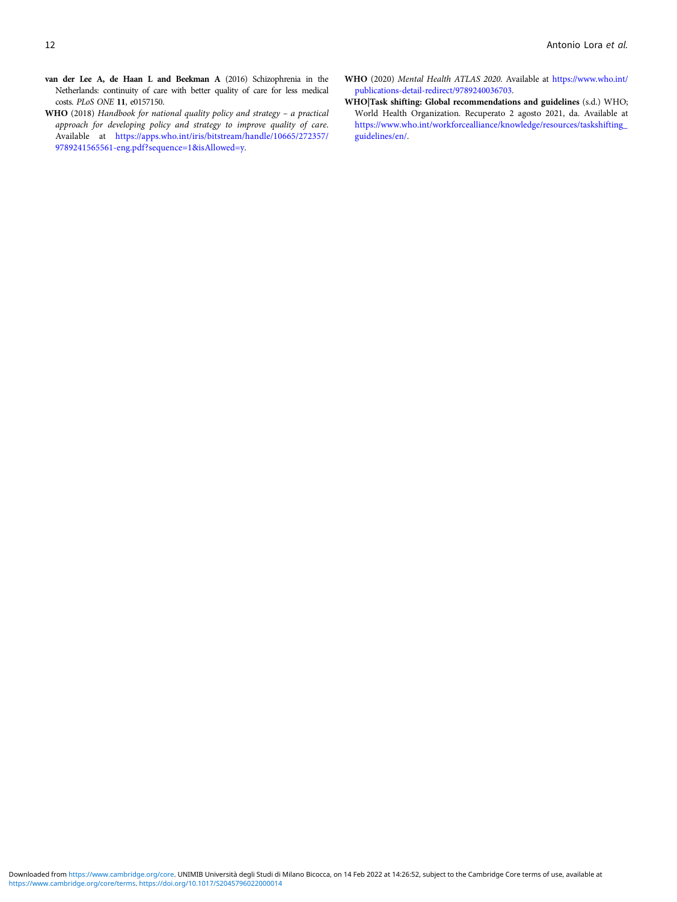**van der Lee A, de Haan L and Beekman A** (2016) Schizophrenia in the Netherlands: continuity of care with better quality of care for less medical costs. *PLoS ONE* **11**, e0157150.

**WHO** (2018) *Handbook for national quality policy and strategy – a practical approach for developing policy and strategy to improve quality of care*. Available at https://apps.who.int/iris/bitstream/handle/10665/272357/9789241565561-eng.pdf?sequence=1&isAllowed=y.

**WHO** (2020) *Mental Health ATLAS 2020*. Available at https://www.who.int/publications-detail-redirect/9789240036703.

**WHO|Task shifting: Global recommendations and guidelines** (s.d.) WHO; World Health Organization. Recuperato 2 agosto 2021, da. Available at https://www.who.int/workforcealliance/knowledge/resources/taskshifting_guidelines/en/.